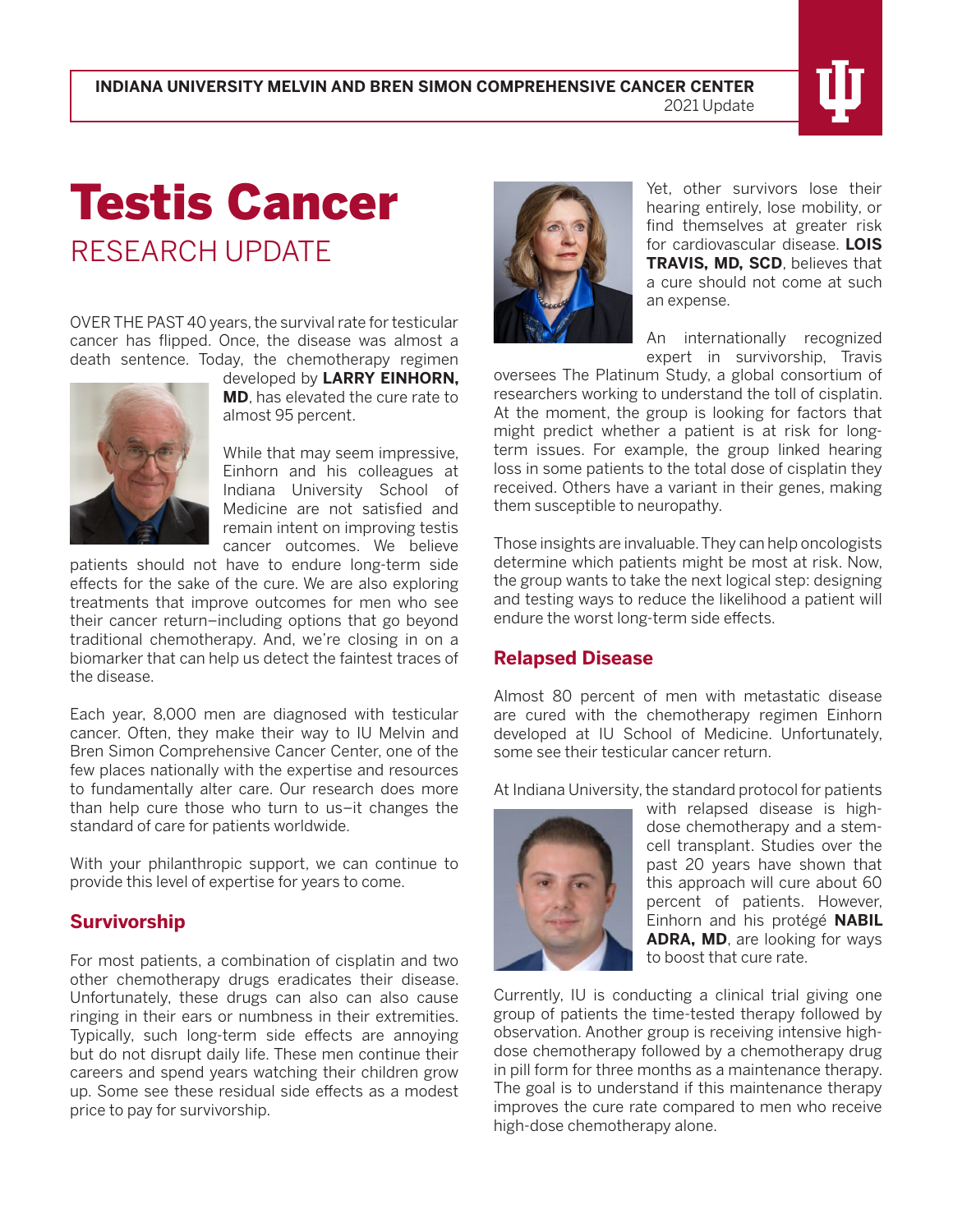INDIANA UNIVERSITY MELVIN AND BREN SIMON COMPREHENSIVE CANCER CENTER
2021 Update

# Testis Cancer

## RESEARCH UPDATE

OVER THE PAST 40 years, the survival rate for testicular cancer has flipped. Once, the disease was almost a death sentence. Today, the chemotherapy regimen developed by **LARRY EINHORN, MD**, has elevated the cure rate to almost 95 percent.

While that may seem impressive, Einhorn and his colleagues at Indiana University School of Medicine are not satisfied and remain intent on improving testis cancer outcomes. We believe patients should not have to endure long-term side effects for the sake of the cure. We are also exploring treatments that improve outcomes for men who see their cancer return—including options that go beyond traditional chemotherapy. And, we're closing in on a biomarker that can help us detect the faintest traces of the disease.

Each year, 8,000 men are diagnosed with testicular cancer. Often, they make their way to IU Melvin and Bren Simon Comprehensive Cancer Center, one of the few places nationally with the expertise and resources to fundamentally alter care. Our research does more than help cure those who turn to us—it changes the standard of care for patients worldwide.

With your philanthropic support, we can continue to provide this level of expertise for years to come.

### Survivorship

For most patients, a combination of cisplatin and two other chemotherapy drugs eradicates their disease. Unfortunately, these drugs can also can also cause ringing in their ears or numbness in their extremities. Typically, such long-term side effects are annoying but do not disrupt daily life. These men continue their careers and spend years watching their children grow up. Some see these residual side effects as a modest price to pay for survivorship.

Yet, other survivors lose their hearing entirely, lose mobility, or find themselves at greater risk for cardiovascular disease. **LOIS TRAVIS, MD, SCD**, believes that a cure should not come at such an expense.

An internationally recognized expert in survivorship, Travis oversees The Platinum Study, a global consortium of researchers working to understand the toll of cisplatin. At the moment, the group is looking for factors that might predict whether a patient is at risk for long-term issues. For example, the group linked hearing loss in some patients to the total dose of cisplatin they received. Others have a variant in their genes, making them susceptible to neuropathy.

Those insights are invaluable. They can help oncologists determine which patients might be most at risk. Now, the group wants to take the next logical step: designing and testing ways to reduce the likelihood a patient will endure the worst long-term side effects.

### Relapsed Disease

Almost 80 percent of men with metastatic disease are cured with the chemotherapy regimen Einhorn developed at IU School of Medicine. Unfortunately, some see their testicular cancer return.

At Indiana University, the standard protocol for patients with relapsed disease is high-dose chemotherapy and a stem-cell transplant. Studies over the past 20 years have shown that this approach will cure about 60 percent of patients. However, Einhorn and his protégé **NABIL ADRA, MD**, are looking for ways to boost that cure rate.

Currently, IU is conducting a clinical trial giving one group of patients the time-tested therapy followed by observation. Another group is receiving intensive high-dose chemotherapy followed by a chemotherapy drug in pill form for three months as a maintenance therapy. The goal is to understand if this maintenance therapy improves the cure rate compared to men who receive high-dose chemotherapy alone.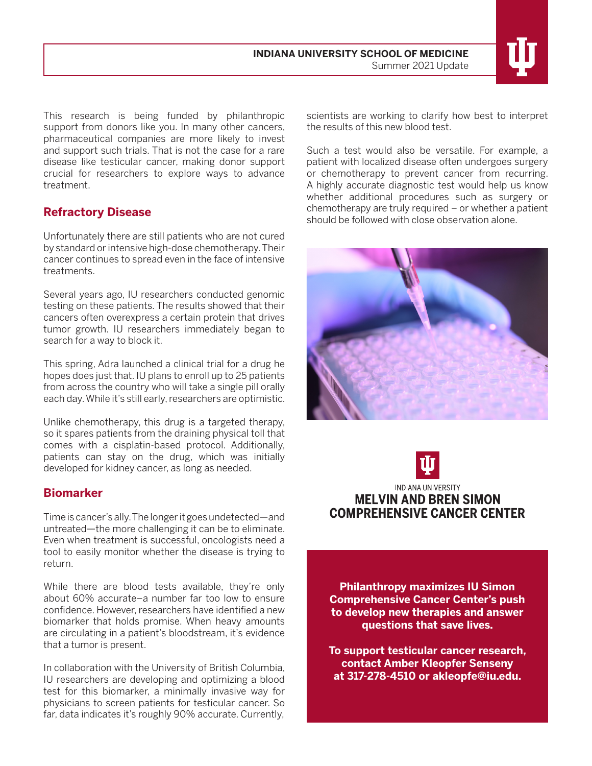This research is being funded by philanthropic support from donors like you. In many other cancers, pharmaceutical companies are more likely to invest and support such trials. That is not the case for a rare disease like testicular cancer, making donor support crucial for researchers to explore ways to advance treatment.

## Refractory Disease

Unfortunately there are still patients who are not cured by standard or intensive high-dose chemotherapy. Their cancer continues to spread even in the face of intensive treatments.

Several years ago, IU researchers conducted genomic testing on these patients. The results showed that their cancers often overexpress a certain protein that drives tumor growth. IU researchers immediately began to search for a way to block it.

This spring, Adra launched a clinical trial for a drug he hopes does just that. IU plans to enroll up to 25 patients from across the country who will take a single pill orally each day. While it's still early, researchers are optimistic.

Unlike chemotherapy, this drug is a targeted therapy, so it spares patients from the draining physical toll that comes with a cisplatin-based protocol. Additionally, patients can stay on the drug, which was initially developed for kidney cancer, as long as needed.

## Biomarker

Time is cancer's ally. The longer it goes undetected—and untreated—the more challenging it can be to eliminate. Even when treatment is successful, oncologists need a tool to easily monitor whether the disease is trying to return.

While there are blood tests available, they're only about 60% accurate–a number far too low to ensure confidence. However, researchers have identified a new biomarker that holds promise. When heavy amounts are circulating in a patient's bloodstream, it's evidence that a tumor is present.

In collaboration with the University of British Columbia, IU researchers are developing and optimizing a blood test for this biomarker, a minimally invasive way for physicians to screen patients for testicular cancer. So far, data indicates it's roughly 90% accurate. Currently, scientists are working to clarify how best to interpret the results of this new blood test.

Such a test would also be versatile. For example, a patient with localized disease often undergoes surgery or chemotherapy to prevent cancer from recurring. A highly accurate diagnostic test would help us know whether additional procedures such as surgery or chemotherapy are truly required – or whether a patient should be followed with close observation alone.

INDIANA UNIVERSITY
**MELVIN AND BREN SIMON COMPREHENSIVE CANCER CENTER**

**Philanthropy maximizes IU Simon Comprehensive Cancer Center's push to develop new therapies and answer questions that save lives.**

**To support testicular cancer research, contact Amber Kleopfer Senseny at 317-278-4510 or akleopfe@iu.edu.**